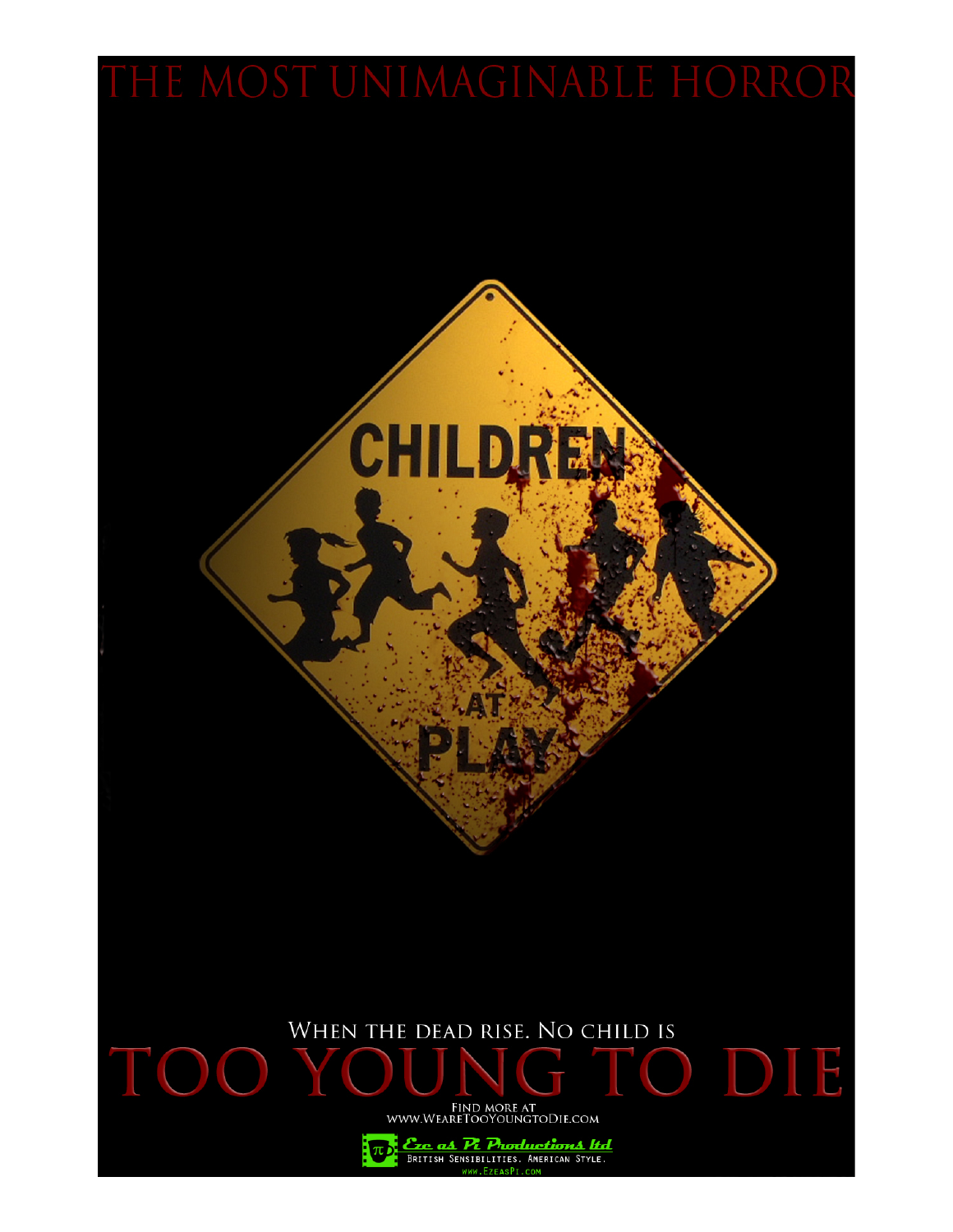# THE MOST UNIMAGINABLE HORROR

CHILDREN AT PLAY

WHEN THE DEAD RISE. NO CHILD IS

# TOO YOUNG TO DIE

FIND MORE AT
WWW.WEARETOOYOUNGTODIE.COM

Eze as Pi Productions ltd
BRITISH SENSIBILITIES. AMERICAN STYLE.
WWW.EZEASPI.COM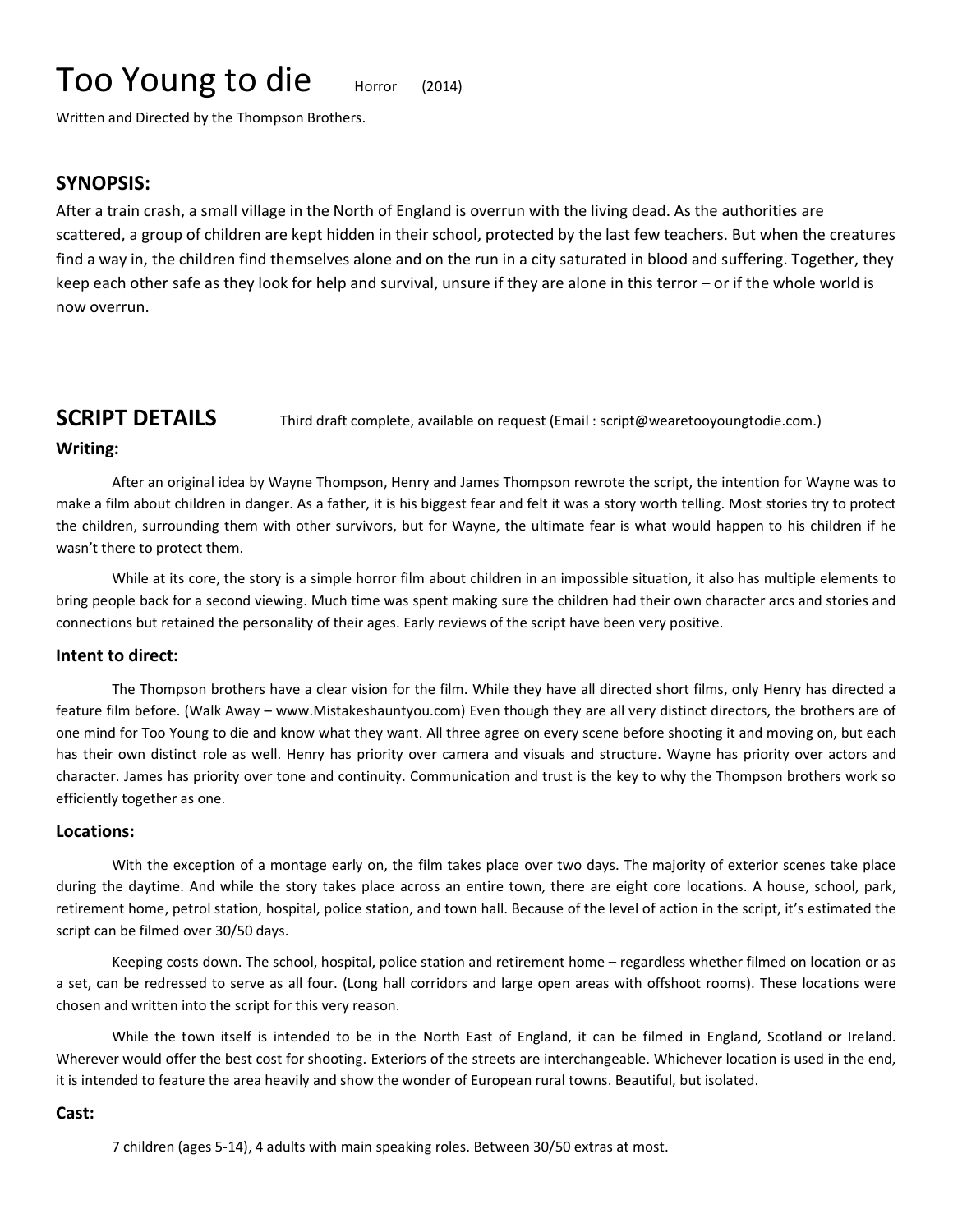# Too Young to die Horror (2014)

Written and Directed by the Thompson Brothers.

## SYNOPSIS:

After a train crash, a small village in the North of England is overrun with the living dead. As the authorities are scattered, a group of children are kept hidden in their school, protected by the last few teachers. But when the creatures find a way in, the children find themselves alone and on the run in a city saturated in blood and suffering. Together, they keep each other safe as they look for help and survival, unsure if they are alone in this terror – or if the whole world is now overrun.

## SCRIPT DETAILS

Third draft complete, available on request (Email : script@wearetooyoungtodie.com.)

### Writing:

After an original idea by Wayne Thompson, Henry and James Thompson rewrote the script, the intention for Wayne was to make a film about children in danger. As a father, it is his biggest fear and felt it was a story worth telling. Most stories try to protect the children, surrounding them with other survivors, but for Wayne, the ultimate fear is what would happen to his children if he wasn't there to protect them.

While at its core, the story is a simple horror film about children in an impossible situation, it also has multiple elements to bring people back for a second viewing. Much time was spent making sure the children had their own character arcs and stories and connections but retained the personality of their ages. Early reviews of the script have been very positive.

### Intent to direct:

The Thompson brothers have a clear vision for the film. While they have all directed short films, only Henry has directed a feature film before. (Walk Away – www.Mistakeshauntyou.com) Even though they are all very distinct directors, the brothers are of one mind for Too Young to die and know what they want. All three agree on every scene before shooting it and moving on, but each has their own distinct role as well. Henry has priority over camera and visuals and structure. Wayne has priority over actors and character. James has priority over tone and continuity. Communication and trust is the key to why the Thompson brothers work so efficiently together as one.

### Locations:

With the exception of a montage early on, the film takes place over two days. The majority of exterior scenes take place during the daytime. And while the story takes place across an entire town, there are eight core locations. A house, school, park, retirement home, petrol station, hospital, police station, and town hall. Because of the level of action in the script, it's estimated the script can be filmed over 30/50 days.

Keeping costs down. The school, hospital, police station and retirement home – regardless whether filmed on location or as a set, can be redressed to serve as all four. (Long hall corridors and large open areas with offshoot rooms). These locations were chosen and written into the script for this very reason.

While the town itself is intended to be in the North East of England, it can be filmed in England, Scotland or Ireland. Wherever would offer the best cost for shooting. Exteriors of the streets are interchangeable. Whichever location is used in the end, it is intended to feature the area heavily and show the wonder of European rural towns. Beautiful, but isolated.

### Cast:

7 children (ages 5-14), 4 adults with main speaking roles. Between 30/50 extras at most.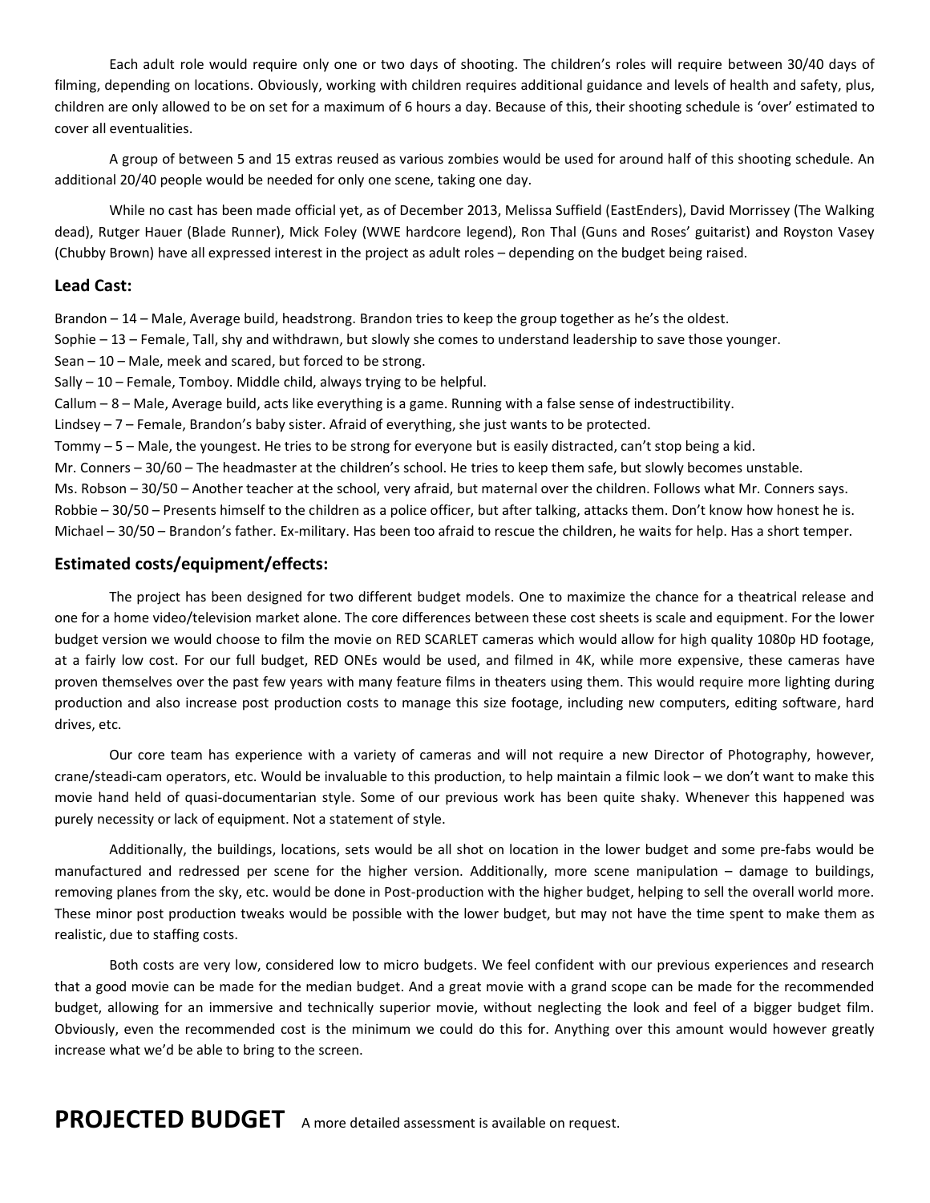Each adult role would require only one or two days of shooting. The children's roles will require between 30/40 days of filming, depending on locations. Obviously, working with children requires additional guidance and levels of health and safety, plus, children are only allowed to be on set for a maximum of 6 hours a day. Because of this, their shooting schedule is 'over' estimated to cover all eventualities.

A group of between 5 and 15 extras reused as various zombies would be used for around half of this shooting schedule. An additional 20/40 people would be needed for only one scene, taking one day.

While no cast has been made official yet, as of December 2013, Melissa Suffield (EastEnders), David Morrissey (The Walking dead), Rutger Hauer (Blade Runner), Mick Foley (WWE hardcore legend), Ron Thal (Guns and Roses' guitarist) and Royston Vasey (Chubby Brown) have all expressed interest in the project as adult roles – depending on the budget being raised.

## Lead Cast:

Brandon – 14 – Male, Average build, headstrong. Brandon tries to keep the group together as he's the oldest.
Sophie – 13 – Female, Tall, shy and withdrawn, but slowly she comes to understand leadership to save those younger.
Sean – 10 – Male, meek and scared, but forced to be strong.
Sally – 10 – Female, Tomboy. Middle child, always trying to be helpful.
Callum – 8 – Male, Average build, acts like everything is a game. Running with a false sense of indestructibility.
Lindsey – 7 – Female, Brandon's baby sister. Afraid of everything, she just wants to be protected.
Tommy – 5 – Male, the youngest. He tries to be strong for everyone but is easily distracted, can't stop being a kid.
Mr. Conners – 30/60 – The headmaster at the children's school. He tries to keep them safe, but slowly becomes unstable.
Ms. Robson – 30/50 – Another teacher at the school, very afraid, but maternal over the children. Follows what Mr. Conners says.
Robbie – 30/50 – Presents himself to the children as a police officer, but after talking, attacks them. Don't know how honest he is.
Michael – 30/50 – Brandon's father. Ex-military. Has been too afraid to rescue the children, he waits for help. Has a short temper.

## Estimated costs/equipment/effects:

The project has been designed for two different budget models. One to maximize the chance for a theatrical release and one for a home video/television market alone. The core differences between these cost sheets is scale and equipment. For the lower budget version we would choose to film the movie on RED SCARLET cameras which would allow for high quality 1080p HD footage, at a fairly low cost. For our full budget, RED ONEs would be used, and filmed in 4K, while more expensive, these cameras have proven themselves over the past few years with many feature films in theaters using them. This would require more lighting during production and also increase post production costs to manage this size footage, including new computers, editing software, hard drives, etc.

Our core team has experience with a variety of cameras and will not require a new Director of Photography, however, crane/steadi-cam operators, etc. Would be invaluable to this production, to help maintain a filmic look – we don't want to make this movie hand held of quasi-documentarian style. Some of our previous work has been quite shaky. Whenever this happened was purely necessity or lack of equipment. Not a statement of style.

Additionally, the buildings, locations, sets would be all shot on location in the lower budget and some pre-fabs would be manufactured and redressed per scene for the higher version. Additionally, more scene manipulation – damage to buildings, removing planes from the sky, etc. would be done in Post-production with the higher budget, helping to sell the overall world more. These minor post production tweaks would be possible with the lower budget, but may not have the time spent to make them as realistic, due to staffing costs.

Both costs are very low, considered low to micro budgets. We feel confident with our previous experiences and research that a good movie can be made for the median budget. And a great movie with a grand scope can be made for the recommended budget, allowing for an immersive and technically superior movie, without neglecting the look and feel of a bigger budget film. Obviously, even the recommended cost is the minimum we could do this for. Anything over this amount would however greatly increase what we'd be able to bring to the screen.

# PROJECTED BUDGET

A more detailed assessment is available on request.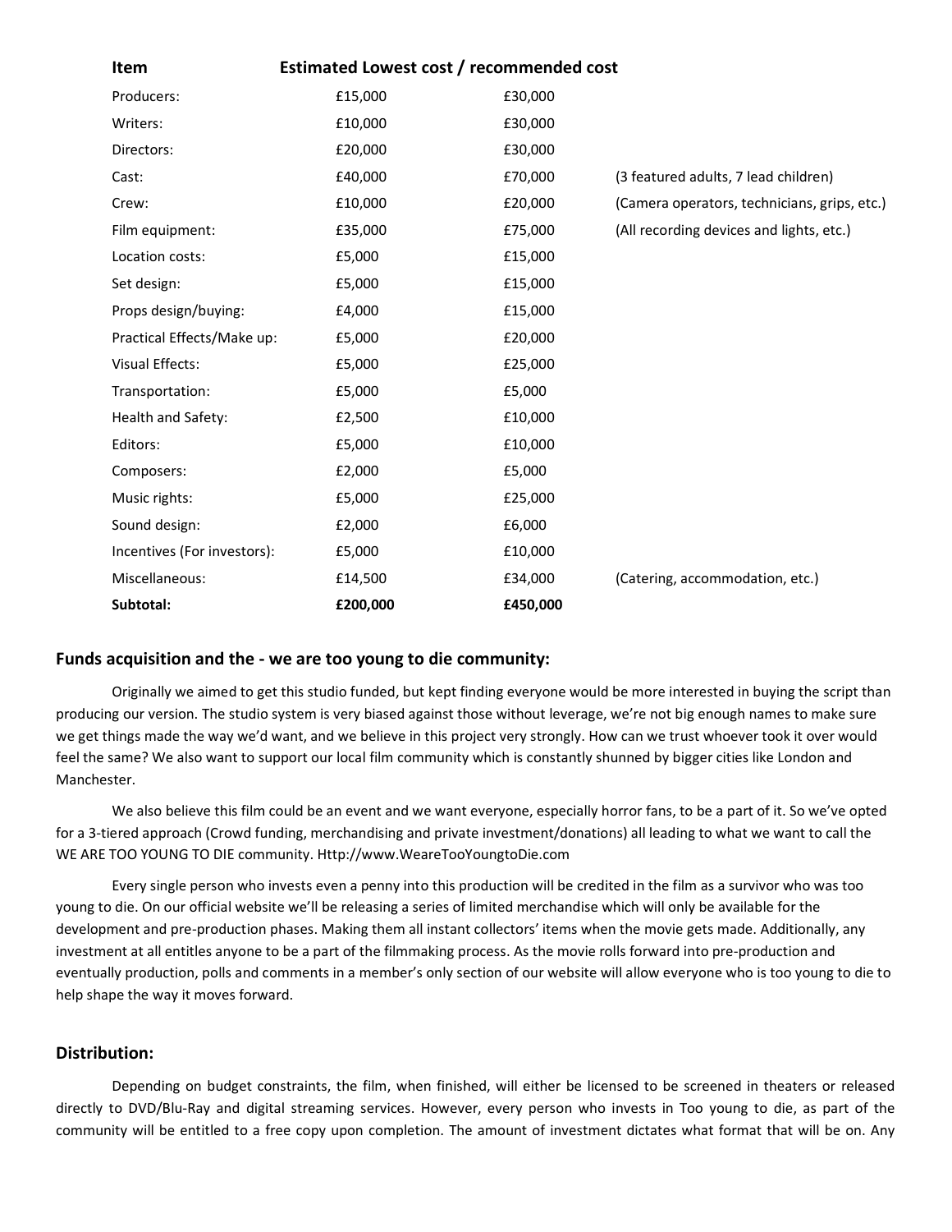| Item | Estimated Lowest cost / recommended cost | | |
| --- | --- | --- | --- |
| Producers: | £15,000 | £30,000 | |
| Writers: | £10,000 | £30,000 | |
| Directors: | £20,000 | £30,000 | |
| Cast: | £40,000 | £70,000 | (3 featured adults, 7 lead children) |
| Crew: | £10,000 | £20,000 | (Camera operators, technicians, grips, etc.) |
| Film equipment: | £35,000 | £75,000 | (All recording devices and lights, etc.) |
| Location costs: | £5,000 | £15,000 | |
| Set design: | £5,000 | £15,000 | |
| Props design/buying: | £4,000 | £15,000 | |
| Practical Effects/Make up: | £5,000 | £20,000 | |
| Visual Effects: | £5,000 | £25,000 | |
| Transportation: | £5,000 | £5,000 | |
| Health and Safety: | £2,500 | £10,000 | |
| Editors: | £5,000 | £10,000 | |
| Composers: | £2,000 | £5,000 | |
| Music rights: | £5,000 | £25,000 | |
| Sound design: | £2,000 | £6,000 | |
| Incentives (For investors): | £5,000 | £10,000 | |
| Miscellaneous: | £14,500 | £34,000 | (Catering, accommodation, etc.) |
| **Subtotal:** | **£200,000** | **£450,000** | |

### Funds acquisition and the - we are too young to die community:

Originally we aimed to get this studio funded, but kept finding everyone would be more interested in buying the script than producing our version. The studio system is very biased against those without leverage, we're not big enough names to make sure we get things made the way we'd want, and we believe in this project very strongly. How can we trust whoever took it over would feel the same? We also want to support our local film community which is constantly shunned by bigger cities like London and Manchester.

We also believe this film could be an event and we want everyone, especially horror fans, to be a part of it. So we've opted for a 3-tiered approach (Crowd funding, merchandising and private investment/donations) all leading to what we want to call the WE ARE TOO YOUNG TO DIE community. Http://www.WeareTooYoungtoDie.com

Every single person who invests even a penny into this production will be credited in the film as a survivor who was too young to die. On our official website we'll be releasing a series of limited merchandise which will only be available for the development and pre-production phases. Making them all instant collectors' items when the movie gets made. Additionally, any investment at all entitles anyone to be a part of the filmmaking process. As the movie rolls forward into pre-production and eventually production, polls and comments in a member's only section of our website will allow everyone who is too young to die to help shape the way it moves forward.

### Distribution:

Depending on budget constraints, the film, when finished, will either be licensed to be screened in theaters or released directly to DVD/Blu-Ray and digital streaming services. However, every person who invests in Too young to die, as part of the community will be entitled to a free copy upon completion. The amount of investment dictates what format that will be on. Any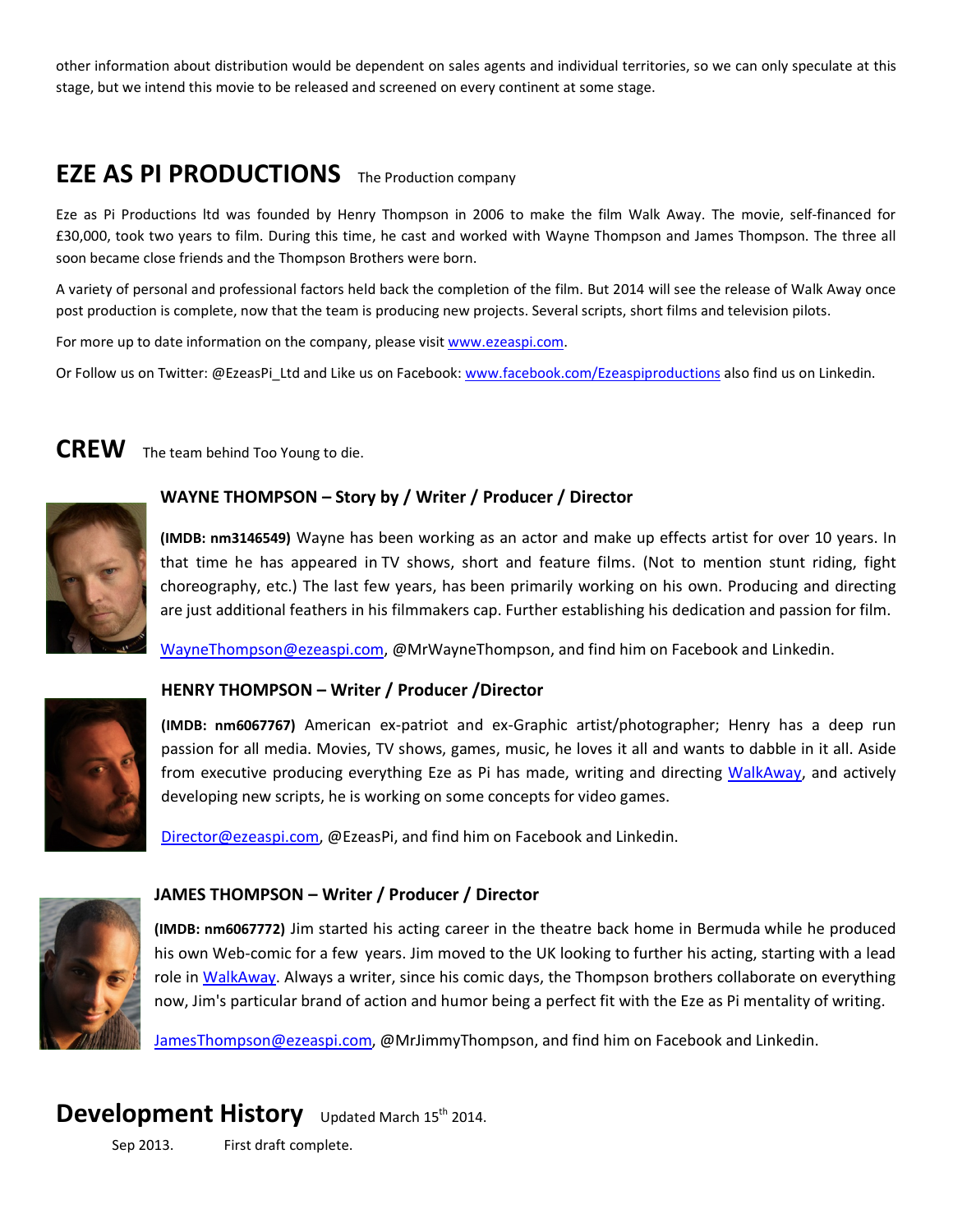other information about distribution would be dependent on sales agents and individual territories, so we can only speculate at this stage, but we intend this movie to be released and screened on every continent at some stage.

## EZE AS PI PRODUCTIONS The Production company

Eze as Pi Productions ltd was founded by Henry Thompson in 2006 to make the film Walk Away. The movie, self-financed for £30,000, took two years to film. During this time, he cast and worked with Wayne Thompson and James Thompson. The three all soon became close friends and the Thompson Brothers were born.

A variety of personal and professional factors held back the completion of the film. But 2014 will see the release of Walk Away once post production is complete, now that the team is producing new projects. Several scripts, short films and television pilots.

For more up to date information on the company, please visit [www.ezeaspi.com](www.ezeaspi.com).

Or Follow us on Twitter: @EzeasPi_Ltd and Like us on Facebook: [www.facebook.com/Ezeaspiproductions](www.facebook.com/Ezeaspiproductions) also find us on Linkedin.

## CREW The team behind Too Young to die.

### WAYNE THOMPSON – Story by / Writer / Producer / Director

**(IMDB: nm3146549)** Wayne has been working as an actor and make up effects artist for over 10 years. In that time he has appeared in TV shows, short and feature films. (Not to mention stunt riding, fight choreography, etc.) The last few years, has been primarily working on his own. Producing and directing are just additional feathers in his filmmakers cap. Further establishing his dedication and passion for film.

WayneThompson@ezeaspi.com, @MrWayneThompson, and find him on Facebook and Linkedin.

### HENRY THOMPSON – Writer / Producer /Director

**(IMDB: nm6067767)** American ex-patriot and ex-Graphic artist/photographer; Henry has a deep run passion for all media. Movies, TV shows, games, music, he loves it all and wants to dabble in it all. Aside from executive producing everything Eze as Pi has made, writing and directing WalkAway, and actively developing new scripts, he is working on some concepts for video games.

Director@ezeaspi.com, @EzeasPi, and find him on Facebook and Linkedin.

### JAMES THOMPSON – Writer / Producer / Director

**(IMDB: nm6067772)** Jim started his acting career in the theatre back home in Bermuda while he produced his own Web-comic for a few years. Jim moved to the UK looking to further his acting, starting with a lead role in WalkAway. Always a writer, since his comic days, the Thompson brothers collaborate on everything now, Jim's particular brand of action and humor being a perfect fit with the Eze as Pi mentality of writing.

JamesThompson@ezeaspi.com, @MrJimmyThompson, and find him on Facebook and Linkedin.

## Development History Updated March 15th 2014.

Sep 2013. First draft complete.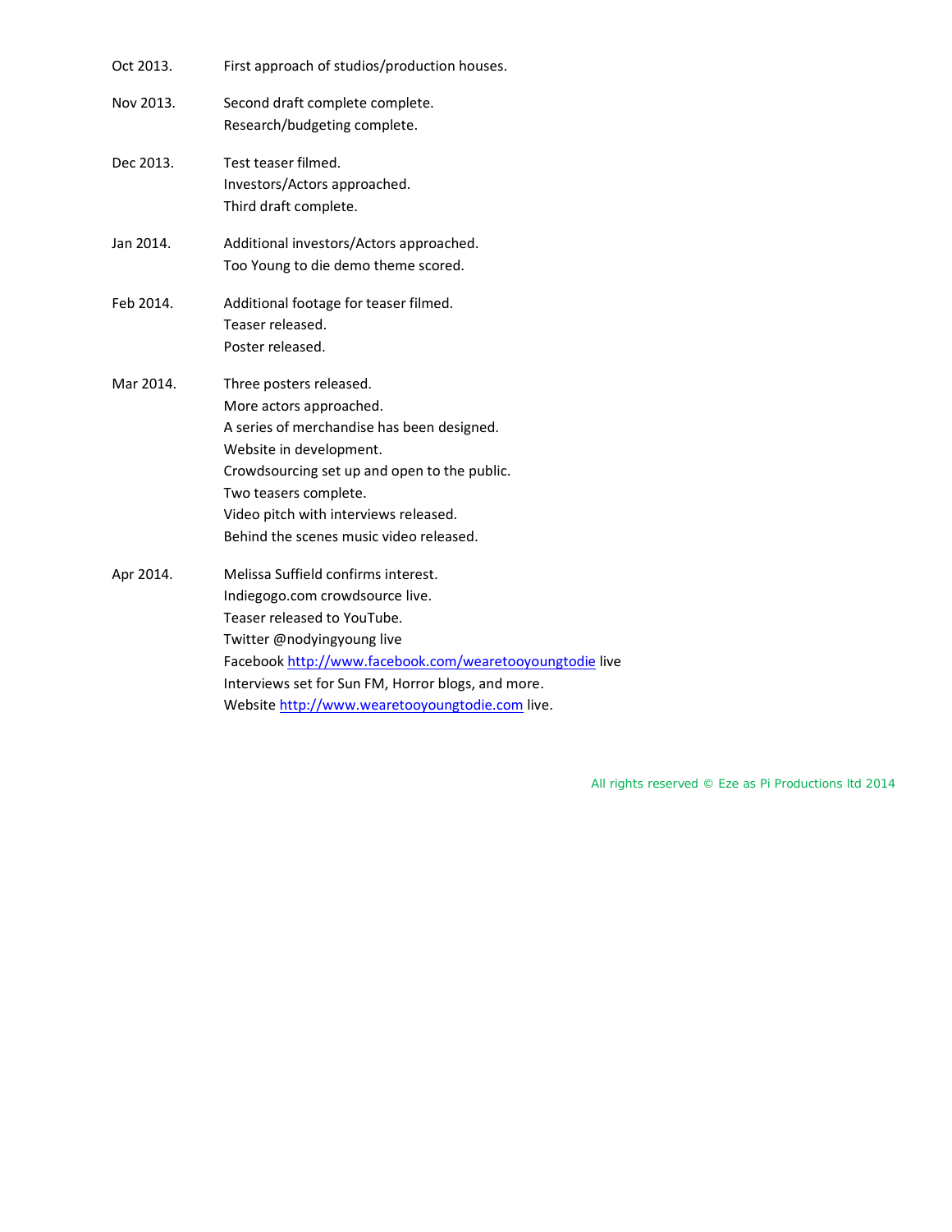| | |
|---|---|
| Oct 2013. | First approach of studios/production houses. |
| Nov 2013. | Second draft complete complete.<br>Research/budgeting complete. |
| Dec 2013. | Test teaser filmed.<br>Investors/Actors approached.<br>Third draft complete. |
| Jan 2014. | Additional investors/Actors approached.<br>Too Young to die demo theme scored. |
| Feb 2014. | Additional footage for teaser filmed.<br>Teaser released.<br>Poster released. |
| Mar 2014. | Three posters released.<br>More actors approached.<br>A series of merchandise has been designed.<br>Website in development.<br>Crowdsourcing set up and open to the public.<br>Two teasers complete.<br>Video pitch with interviews released.<br>Behind the scenes music video released. |
| Apr 2014. | Melissa Suffield confirms interest.<br>Indiegogo.com crowdsource live.<br>Teaser released to YouTube.<br>Twitter @nodyingyoung live<br>Facebook [http://www.facebook.com/wearetooyoungtodie](http://www.facebook.com/wearetooyoungtodie) live<br>Interviews set for Sun FM, Horror blogs, and more.<br>Website [http://www.wearetooyoungtodie.com](http://www.wearetooyoungtodie.com) live. |

All rights reserved © Eze as Pi Productions ltd 2014